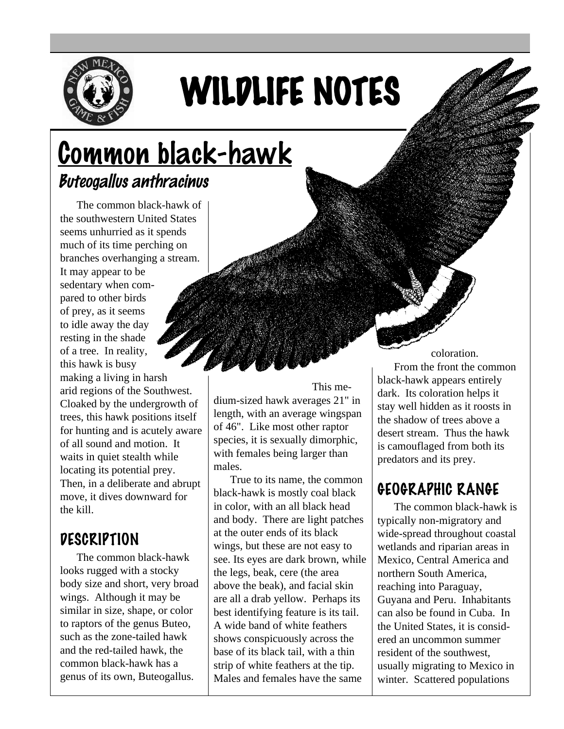# WILDLIFE NOTES

## Common black-hawk

### *Buteogallus anthracinus*

The common black-hawk of the southwestern United States seems unhurried as it spends much of its time perching on branches overhanging a stream. It may appear to be sedentary when compared to other birds of prey, as it seems to idle away the day resting in the shade of a tree. In reality, this hawk is busy making a living in harsh arid regions of the Southwest. Cloaked by the undergrowth of trees, this hawk positions itself for hunting and is acutely aware of all sound and motion. It waits in quiet stealth while locating its potential prey. Then, in a deliberate and abrupt move, it dives downward for the kill.

### DESCRIPTION

The common black-hawk looks rugged with a stocky body size and short, very broad wings. Although it may be similar in size, shape, or color to raptors of the genus Buteo, such as the zone-tailed hawk and the red-tailed hawk, the common black-hawk has a genus of its own, Buteogallus. This medium-sized hawk averages 21" in length, with an average wingspan of 46". Like most other raptor species, it is sexually dimorphic, with females being larger than males.

True to its name, the common black-hawk is mostly coal black in color, with an all black head and body. There are light patches at the outer ends of its black wings, but these are not easy to see. Its eyes are dark brown, while the legs, beak, cere (the area above the beak), and facial skin are all a drab yellow. Perhaps its best identifying feature is its tail. A wide band of white feathers shows conspicuously across the base of its black tail, with a thin strip of white feathers at the tip. Males and females have the same coloration.

From the front the common black-hawk appears entirely dark. Its coloration helps it stay well hidden as it roosts in the shadow of trees above a desert stream. Thus the hawk is camouflaged from both its predators and its prey.

### GEOGRAPHIC RANGE

The common black-hawk is typically non-migratory and wide-spread throughout coastal wetlands and riparian areas in Mexico, Central America and northern South America, reaching into Paraguay, Guyana and Peru. Inhabitants can also be found in Cuba. In the United States, it is considered an uncommon summer resident of the southwest, usually migrating to Mexico in winter. Scattered populations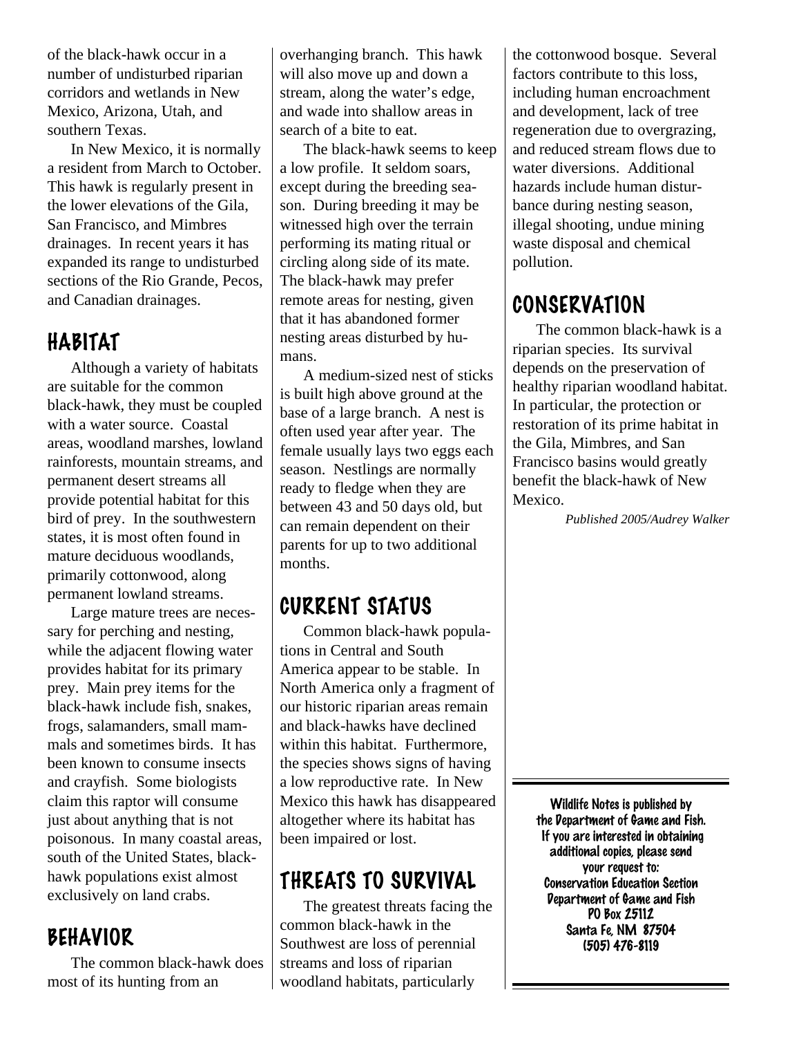of the black-hawk occur in a number of undisturbed riparian corridors and wetlands in New Mexico, Arizona, Utah, and southern Texas.

In New Mexico, it is normally a resident from March to October. This hawk is regularly present in the lower elevations of the Gila, San Francisco, and Mimbres drainages. In recent years it has expanded its range to undisturbed sections of the Rio Grande, Pecos, and Canadian drainages.

## HABITAT

Although a variety of habitats are suitable for the common black-hawk, they must be coupled with a water source. Coastal areas, woodland marshes, lowland rainforests, mountain streams, and permanent desert streams all provide potential habitat for this bird of prey. In the southwestern states, it is most often found in mature deciduous woodlands, primarily cottonwood, along permanent lowland streams.

Large mature trees are necessary for perching and nesting, while the adjacent flowing water provides habitat for its primary prey. Main prey items for the black-hawk include fish, snakes, frogs, salamanders, small mammals and sometimes birds. It has been known to consume insects and crayfish. Some biologists claim this raptor will consume just about anything that is not poisonous. In many coastal areas, south of the United States, black-hawk populations exist almost exclusively on land crabs.

## BEHAVIOR

The common black-hawk does most of its hunting from an overhanging branch. This hawk will also move up and down a stream, along the water's edge, and wade into shallow areas in search of a bite to eat.

The black-hawk seems to keep a low profile. It seldom soars, except during the breeding season. During breeding it may be witnessed high over the terrain performing its mating ritual or circling along side of its mate. The black-hawk may prefer remote areas for nesting, given that it has abandoned former nesting areas disturbed by humans.

A medium-sized nest of sticks is built high above ground at the base of a large branch. A nest is often used year after year. The female usually lays two eggs each season. Nestlings are normally ready to fledge when they are between 43 and 50 days old, but can remain dependent on their parents for up to two additional months.

## CURRENT STATUS

Common black-hawk populations in Central and South America appear to be stable. In North America only a fragment of our historic riparian areas remain and black-hawks have declined within this habitat. Furthermore, the species shows signs of having a low reproductive rate. In New Mexico this hawk has disappeared altogether where its habitat has been impaired or lost.

## THREATS TO SURVIVAL

The greatest threats facing the common black-hawk in the Southwest are loss of perennial streams and loss of riparian woodland habitats, particularly the cottonwood bosque. Several factors contribute to this loss, including human encroachment and development, lack of tree regeneration due to overgrazing, and reduced stream flows due to water diversions. Additional hazards include human disturbance during nesting season, illegal shooting, undue mining waste disposal and chemical pollution.

## CONSERVATION

The common black-hawk is a riparian species. Its survival depends on the preservation of healthy riparian woodland habitat. In particular, the protection or restoration of its prime habitat in the Gila, Mimbres, and San Francisco basins would greatly benefit the black-hawk of New Mexico.

*Published 2005/Audrey Walker*

Wildlife Notes is published by the Department of Game and Fish. If you are interested in obtaining additional copies, please send your request to:
Conservation Education Section
Department of Game and Fish
PO Box 25112
Santa Fe, NM 87504
(505) 476-8119